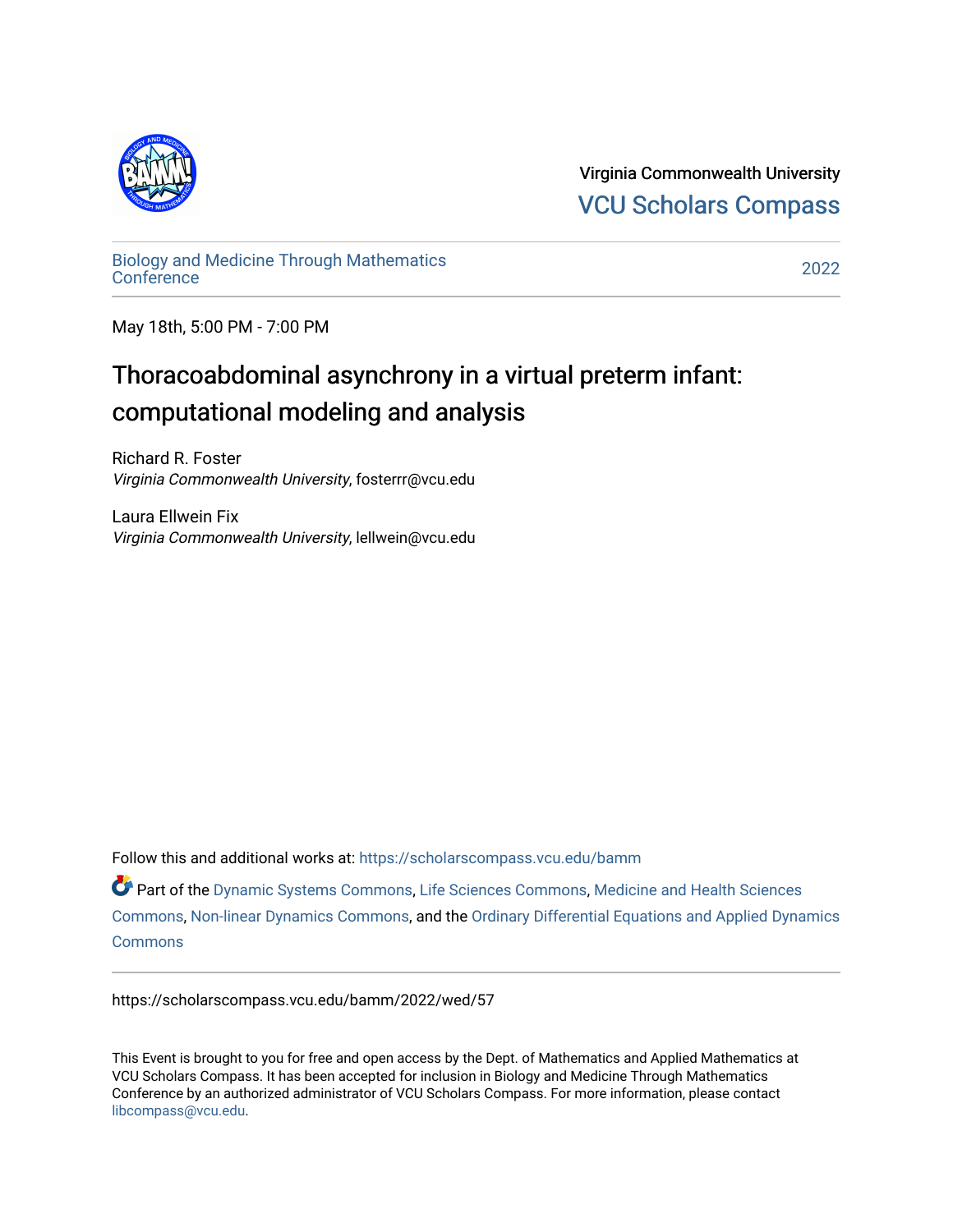Virginia Commonwealth University
VCU Scholars Compass

Biology and Medicine Through Mathematics Conference

2022

May 18th, 5:00 PM - 7:00 PM

# Thoracoabdominal asynchrony in a virtual preterm infant: computational modeling and analysis

Richard R. Foster
*Virginia Commonwealth University*, fosterrr@vcu.edu

Laura Ellwein Fix
*Virginia Commonwealth University*, lellwein@vcu.edu

Follow this and additional works at: https://scholarscompass.vcu.edu/bamm

Part of the Dynamic Systems Commons, Life Sciences Commons, Medicine and Health Sciences Commons, Non-linear Dynamics Commons, and the Ordinary Differential Equations and Applied Dynamics Commons

https://scholarscompass.vcu.edu/bamm/2022/wed/57

This Event is brought to you for free and open access by the Dept. of Mathematics and Applied Mathematics at VCU Scholars Compass. It has been accepted for inclusion in Biology and Medicine Through Mathematics Conference by an authorized administrator of VCU Scholars Compass. For more information, please contact libcompass@vcu.edu.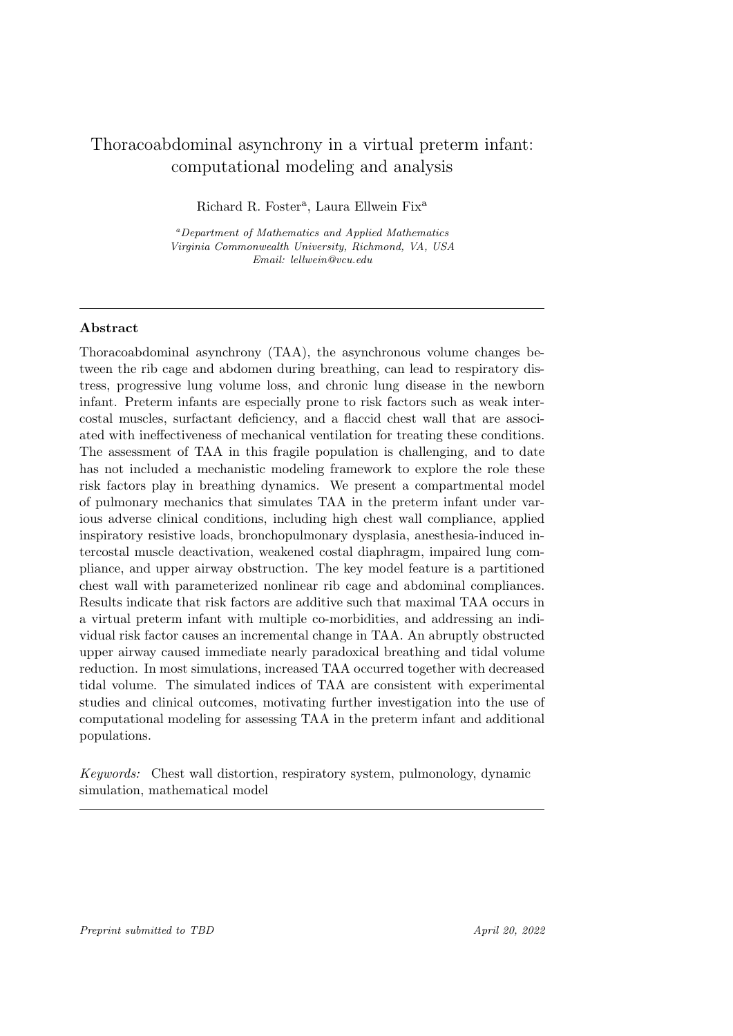# Thoracoabdominal asynchrony in a virtual preterm infant: computational modeling and analysis

Richard R. Foster[a], Laura Ellwein Fix[a]

[a] *Department of Mathematics and Applied Mathematics*
*Virginia Commonwealth University, Richmond, VA, USA*
*Email: lellwein@vcu.edu*

---

## Abstract

Thoracoabdominal asynchrony (TAA), the asynchronous volume changes between the rib cage and abdomen during breathing, can lead to respiratory distress, progressive lung volume loss, and chronic lung disease in the newborn infant. Preterm infants are especially prone to risk factors such as weak intercostal muscles, surfactant deficiency, and a flaccid chest wall that are associated with ineffectiveness of mechanical ventilation for treating these conditions. The assessment of TAA in this fragile population is challenging, and to date has not included a mechanistic modeling framework to explore the role these risk factors play in breathing dynamics. We present a compartmental model of pulmonary mechanics that simulates TAA in the preterm infant under various adverse clinical conditions, including high chest wall compliance, applied inspiratory resistive loads, bronchopulmonary dysplasia, anesthesia-induced intercostal muscle deactivation, weakened costal diaphragm, impaired lung compliance, and upper airway obstruction. The key model feature is a partitioned chest wall with parameterized nonlinear rib cage and abdominal compliances. Results indicate that risk factors are additive such that maximal TAA occurs in a virtual preterm infant with multiple co-morbidities, and addressing an individual risk factor causes an incremental change in TAA. An abruptly obstructed upper airway caused immediate nearly paradoxical breathing and tidal volume reduction. In most simulations, increased TAA occurred together with decreased tidal volume. The simulated indices of TAA are consistent with experimental studies and clinical outcomes, motivating further investigation into the use of computational modeling for assessing TAA in the preterm infant and additional populations.

*Keywords:* Chest wall distortion, respiratory system, pulmonology, dynamic simulation, mathematical model

---

*Preprint submitted to TBD* *April 20, 2022*